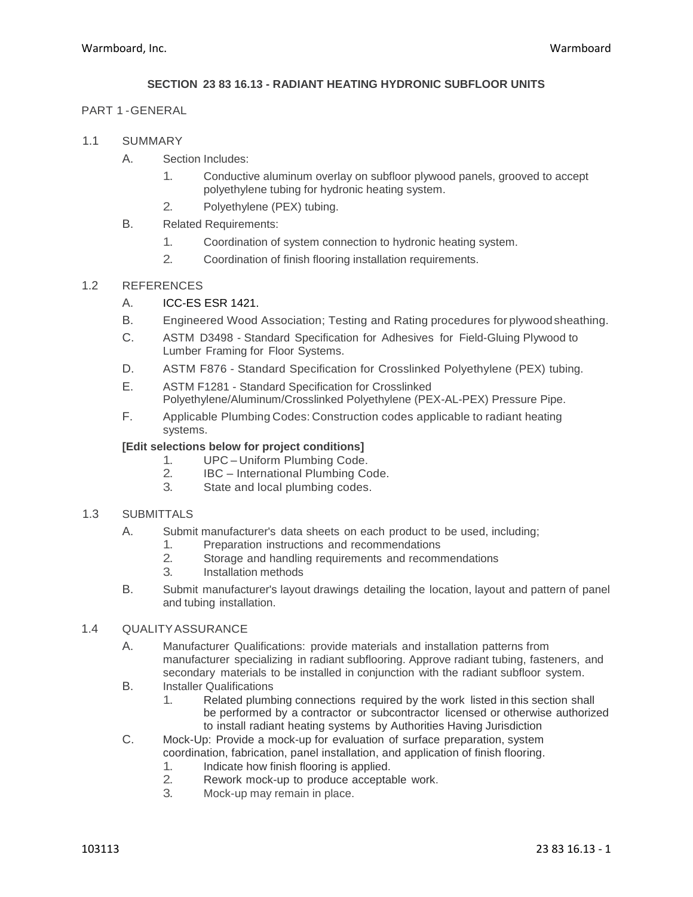# SECTION 23 83 16.13 - RADIANT HEATING HYDRONIC SUBFLOOR UNITS

## PART 1 - GENERAL

### 1.1 SUMMARY

A. Section Includes:

1. Conductive aluminum overlay on subfloor plywood panels, grooved to accept polyethylene tubing for hydronic heating system.
2. Polyethylene (PEX) tubing.

B. Related Requirements:

1. Coordination of system connection to hydronic heating system.
2. Coordination of finish flooring installation requirements.

### 1.2 REFERENCES

A. ICC-ES ESR 1421.

B. Engineered Wood Association; Testing and Rating procedures for plywood sheathing.

C. ASTM D3498 - Standard Specification for Adhesives for Field-Gluing Plywood to Lumber Framing for Floor Systems.

D. ASTM F876 - Standard Specification for Crosslinked Polyethylene (PEX) tubing.

E. ASTM F1281 - Standard Specification for Crosslinked Polyethylene/Aluminum/Crosslinked Polyethylene (PEX-AL-PEX) Pressure Pipe.

F. Applicable Plumbing Codes: Construction codes applicable to radiant heating systems.

**[Edit selections below for project conditions]**

1. UPC – Uniform Plumbing Code.
2. IBC – International Plumbing Code.
3. State and local plumbing codes.

### 1.3 SUBMITTALS

A. Submit manufacturer's data sheets on each product to be used, including;

1. Preparation instructions and recommendations
2. Storage and handling requirements and recommendations
3. Installation methods

B. Submit manufacturer's layout drawings detailing the location, layout and pattern of panel and tubing installation.

### 1.4 QUALITY ASSURANCE

A. Manufacturer Qualifications: provide materials and installation patterns from manufacturer specializing in radiant subflooring. Approve radiant tubing, fasteners, and secondary materials to be installed in conjunction with the radiant subfloor system.

B. Installer Qualifications

1. Related plumbing connections required by the work listed in this section shall be performed by a contractor or subcontractor licensed or otherwise authorized to install radiant heating systems by Authorities Having Jurisdiction

C. Mock-Up: Provide a mock-up for evaluation of surface preparation, system coordination, fabrication, panel installation, and application of finish flooring.

1. Indicate how finish flooring is applied.
2. Rework mock-up to produce acceptable work.
3. Mock-up may remain in place.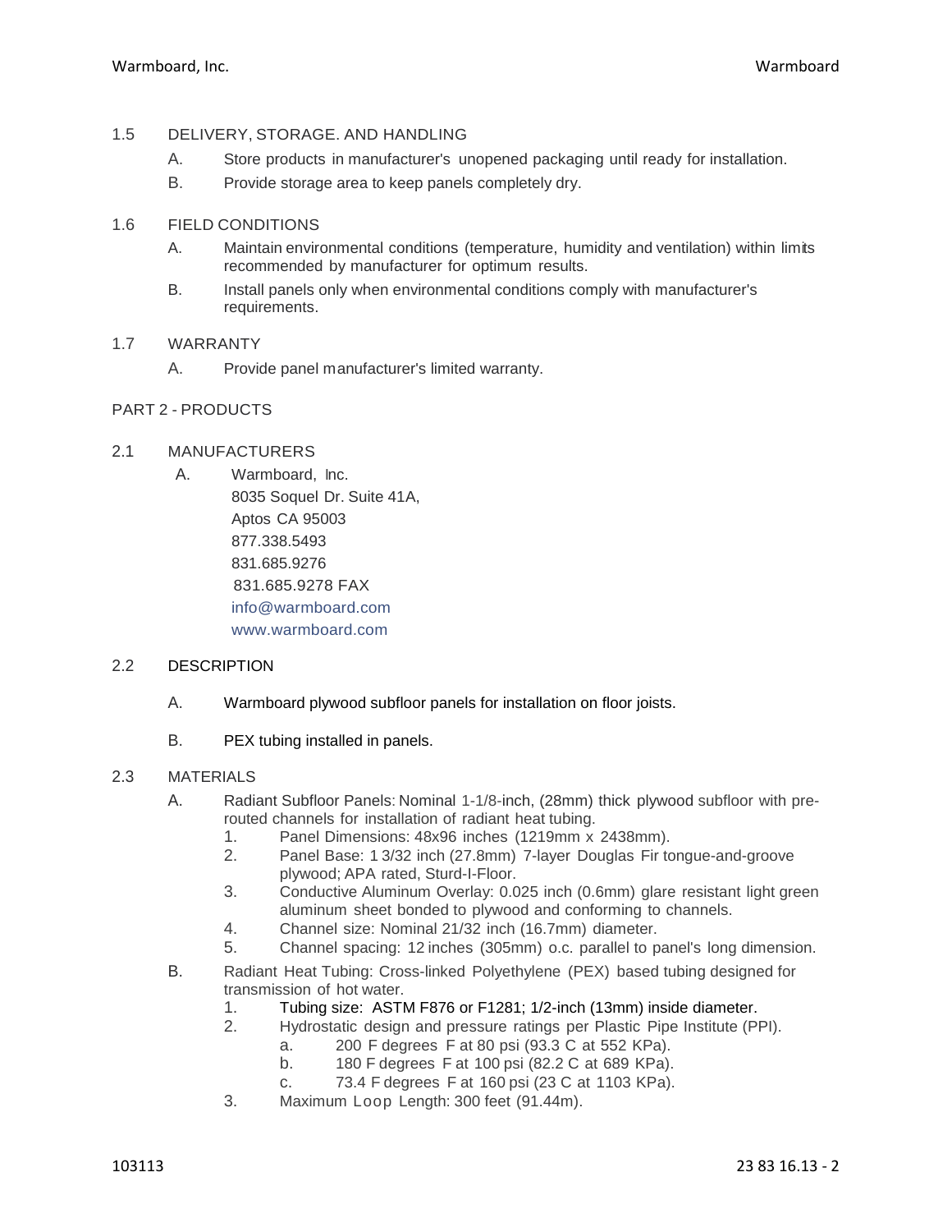## 1.5 DELIVERY, STORAGE. AND HANDLING

A. Store products in manufacturer's unopened packaging until ready for installation.

B. Provide storage area to keep panels completely dry.

## 1.6 FIELD CONDITIONS

A. Maintain environmental conditions (temperature, humidity and ventilation) within limits recommended by manufacturer for optimum results.

B. Install panels only when environmental conditions comply with manufacturer's requirements.

## 1.7 WARRANTY

A. Provide panel manufacturer's limited warranty.

# PART 2 - PRODUCTS

## 2.1 MANUFACTURERS

A. Warmboard, Inc.
8035 Soquel Dr. Suite 41A,
Aptos CA 95003
877.338.5493
831.685.9276
831.685.9278 FAX
info@warmboard.com
www.warmboard.com

## 2.2 DESCRIPTION

A. Warmboard plywood subfloor panels for installation on floor joists.

B. PEX tubing installed in panels.

## 2.3 MATERIALS

A. Radiant Subfloor Panels: Nominal 1-1/8-inch, (28mm) thick plywood subfloor with pre-routed channels for installation of radiant heat tubing.
   1. Panel Dimensions: 48x96 inches (1219mm x 2438mm).
   2. Panel Base: 1 3/32 inch (27.8mm) 7-layer Douglas Fir tongue-and-groove plywood; APA rated, Sturd-I-Floor.
   3. Conductive Aluminum Overlay: 0.025 inch (0.6mm) glare resistant light green aluminum sheet bonded to plywood and conforming to channels.
   4. Channel size: Nominal 21/32 inch (16.7mm) diameter.
   5. Channel spacing: 12 inches (305mm) o.c. parallel to panel's long dimension.

B. Radiant Heat Tubing: Cross-linked Polyethylene (PEX) based tubing designed for transmission of hot water.
   1. Tubing size: ASTM F876 or F1281; 1/2-inch (13mm) inside diameter.
   2. Hydrostatic design and pressure ratings per Plastic Pipe Institute (PPI).
      a. 200 F degrees F at 80 psi (93.3 C at 552 KPa).
      b. 180 F degrees F at 100 psi (82.2 C at 689 KPa).
      c. 73.4 F degrees F at 160 psi (23 C at 1103 KPa).
   3. Maximum Loop Length: 300 feet (91.44m).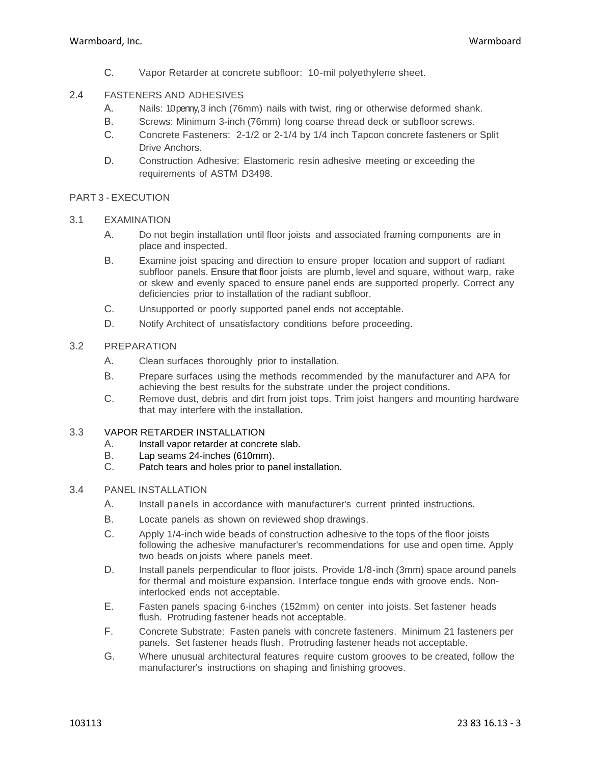C. Vapor Retarder at concrete subfloor: 10-mil polyethylene sheet.

## 2.4 FASTENERS AND ADHESIVES

A. Nails: 10penny, 3 inch (76mm) nails with twist, ring or otherwise deformed shank.

B. Screws: Minimum 3-inch (76mm) long coarse thread deck or subfloor screws.

C. Concrete Fasteners: 2-1/2 or 2-1/4 by 1/4 inch Tapcon concrete fasteners or Split Drive Anchors.

D. Construction Adhesive: Elastomeric resin adhesive meeting or exceeding the requirements of ASTM D3498.

# PART 3 - EXECUTION

## 3.1 EXAMINATION

A. Do not begin installation until floor joists and associated framing components are in place and inspected.

B. Examine joist spacing and direction to ensure proper location and support of radiant subfloor panels. Ensure that floor joists are plumb, level and square, without warp, rake or skew and evenly spaced to ensure panel ends are supported properly. Correct any deficiencies prior to installation of the radiant subfloor.

C. Unsupported or poorly supported panel ends not acceptable.

D. Notify Architect of unsatisfactory conditions before proceeding.

## 3.2 PREPARATION

A. Clean surfaces thoroughly prior to installation.

B. Prepare surfaces using the methods recommended by the manufacturer and APA for achieving the best results for the substrate under the project conditions.

C. Remove dust, debris and dirt from joist tops. Trim joist hangers and mounting hardware that may interfere with the installation.

## 3.3 VAPOR RETARDER INSTALLATION

A. Install vapor retarder at concrete slab.

B. Lap seams 24-inches (610mm).

C. Patch tears and holes prior to panel installation.

## 3.4 PANEL INSTALLATION

A. Install panels in accordance with manufacturer's current printed instructions.

B. Locate panels as shown on reviewed shop drawings.

C. Apply 1/4-inch wide beads of construction adhesive to the tops of the floor joists following the adhesive manufacturer's recommendations for use and open time. Apply two beads on joists where panels meet.

D. Install panels perpendicular to floor joists. Provide 1/8-inch (3mm) space around panels for thermal and moisture expansion. Interface tongue ends with groove ends. Non-interlocked ends not acceptable.

E. Fasten panels spacing 6-inches (152mm) on center into joists. Set fastener heads flush. Protruding fastener heads not acceptable.

F. Concrete Substrate: Fasten panels with concrete fasteners. Minimum 21 fasteners per panels. Set fastener heads flush. Protruding fastener heads not acceptable.

G. Where unusual architectural features require custom grooves to be created, follow the manufacturer's instructions on shaping and finishing grooves.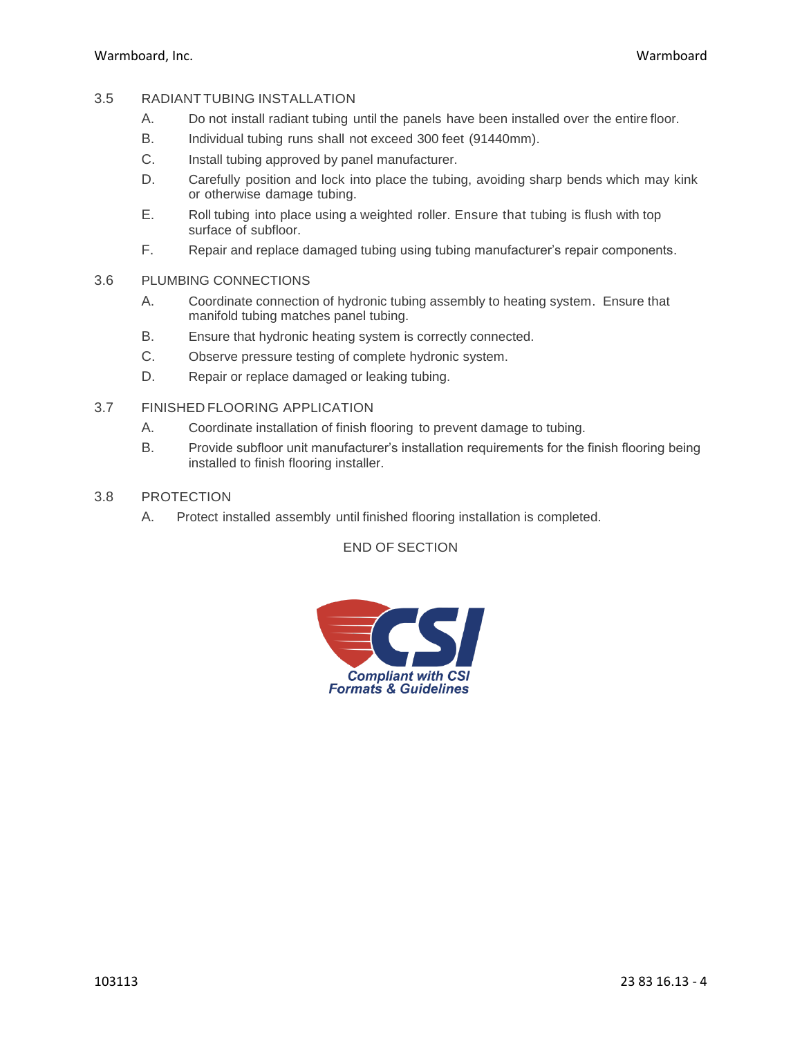## 3.5 RADIANT TUBING INSTALLATION

A. Do not install radiant tubing until the panels have been installed over the entire floor.

B. Individual tubing runs shall not exceed 300 feet (91440mm).

C. Install tubing approved by panel manufacturer.

D. Carefully position and lock into place the tubing, avoiding sharp bends which may kink or otherwise damage tubing.

E. Roll tubing into place using a weighted roller. Ensure that tubing is flush with top surface of subfloor.

F. Repair and replace damaged tubing using tubing manufacturer's repair components.

## 3.6 PLUMBING CONNECTIONS

A. Coordinate connection of hydronic tubing assembly to heating system. Ensure that manifold tubing matches panel tubing.

B. Ensure that hydronic heating system is correctly connected.

C. Observe pressure testing of complete hydronic system.

D. Repair or replace damaged or leaking tubing.

## 3.7 FINISHED FLOORING APPLICATION

A. Coordinate installation of finish flooring to prevent damage to tubing.

B. Provide subfloor unit manufacturer's installation requirements for the finish flooring being installed to finish flooring installer.

## 3.8 PROTECTION

A. Protect installed assembly until finished flooring installation is completed.

END OF SECTION

CSI
Compliant with CSI Formats & Guidelines